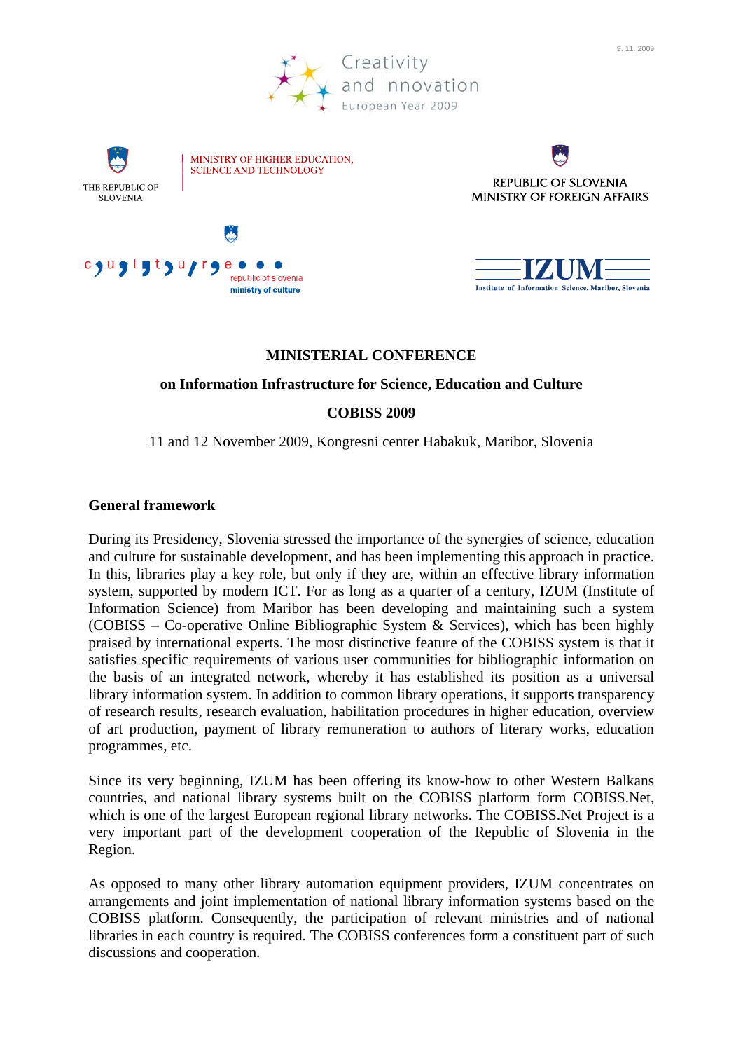9. 11. 2009

Creativity and Innovation
European Year 2009

THE REPUBLIC OF SLOVENIA

MINISTRY OF HIGHER EDUCATION, SCIENCE AND TECHNOLOGY

REPUBLIC OF SLOVENIA
MINISTRY OF FOREIGN AFFAIRS

republic of slovenia
ministry of culture

IZUM
Institute of Information Science, Maribor, Slovenia

# MINISTERIAL CONFERENCE

## on Information Infrastructure for Science, Education and Culture

## COBISS 2009

11 and 12 November 2009, Kongresni center Habakuk, Maribor, Slovenia

### General framework

During its Presidency, Slovenia stressed the importance of the synergies of science, education and culture for sustainable development, and has been implementing this approach in practice. In this, libraries play a key role, but only if they are, within an effective library information system, supported by modern ICT. For as long as a quarter of a century, IZUM (Institute of Information Science) from Maribor has been developing and maintaining such a system (COBISS – Co-operative Online Bibliographic System & Services), which has been highly praised by international experts. The most distinctive feature of the COBISS system is that it satisfies specific requirements of various user communities for bibliographic information on the basis of an integrated network, whereby it has established its position as a universal library information system. In addition to common library operations, it supports transparency of research results, research evaluation, habilitation procedures in higher education, overview of art production, payment of library remuneration to authors of literary works, education programmes, etc.

Since its very beginning, IZUM has been offering its know-how to other Western Balkans countries, and national library systems built on the COBISS platform form COBISS.Net, which is one of the largest European regional library networks. The COBISS.Net Project is a very important part of the development cooperation of the Republic of Slovenia in the Region.

As opposed to many other library automation equipment providers, IZUM concentrates on arrangements and joint implementation of national library information systems based on the COBISS platform. Consequently, the participation of relevant ministries and of national libraries in each country is required. The COBISS conferences form a constituent part of such discussions and cooperation.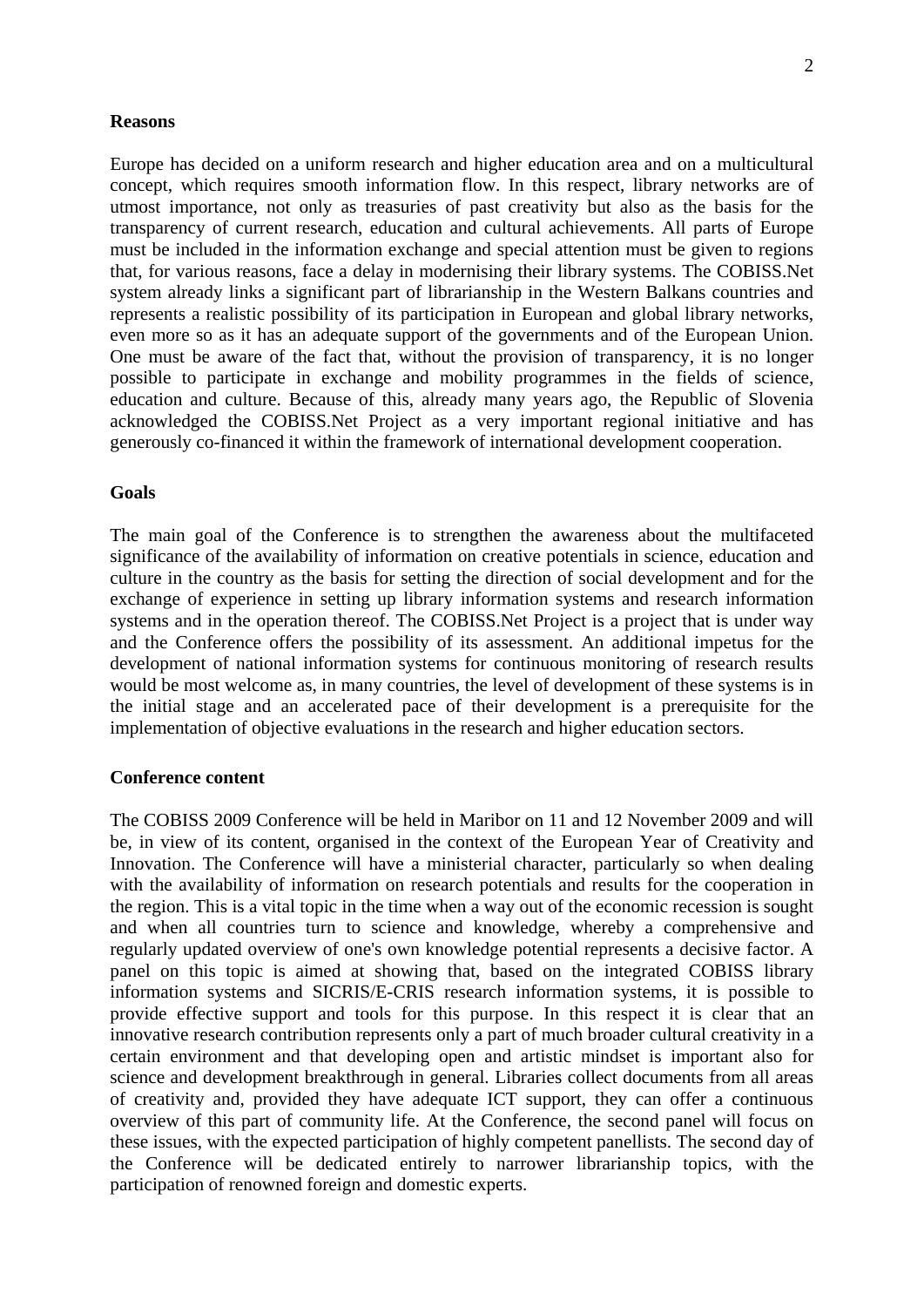**Reasons**

Europe has decided on a uniform research and higher education area and on a multicultural concept, which requires smooth information flow. In this respect, library networks are of utmost importance, not only as treasuries of past creativity but also as the basis for the transparency of current research, education and cultural achievements. All parts of Europe must be included in the information exchange and special attention must be given to regions that, for various reasons, face a delay in modernising their library systems. The COBISS.Net system already links a significant part of librarianship in the Western Balkans countries and represents a realistic possibility of its participation in European and global library networks, even more so as it has an adequate support of the governments and of the European Union. One must be aware of the fact that, without the provision of transparency, it is no longer possible to participate in exchange and mobility programmes in the fields of science, education and culture. Because of this, already many years ago, the Republic of Slovenia acknowledged the COBISS.Net Project as a very important regional initiative and has generously co-financed it within the framework of international development cooperation.

**Goals**

The main goal of the Conference is to strengthen the awareness about the multifaceted significance of the availability of information on creative potentials in science, education and culture in the country as the basis for setting the direction of social development and for the exchange of experience in setting up library information systems and research information systems and in the operation thereof. The COBISS.Net Project is a project that is under way and the Conference offers the possibility of its assessment. An additional impetus for the development of national information systems for continuous monitoring of research results would be most welcome as, in many countries, the level of development of these systems is in the initial stage and an accelerated pace of their development is a prerequisite for the implementation of objective evaluations in the research and higher education sectors.

**Conference content**

The COBISS 2009 Conference will be held in Maribor on 11 and 12 November 2009 and will be, in view of its content, organised in the context of the European Year of Creativity and Innovation. The Conference will have a ministerial character, particularly so when dealing with the availability of information on research potentials and results for the cooperation in the region. This is a vital topic in the time when a way out of the economic recession is sought and when all countries turn to science and knowledge, whereby a comprehensive and regularly updated overview of one's own knowledge potential represents a decisive factor. A panel on this topic is aimed at showing that, based on the integrated COBISS library information systems and SICRIS/E-CRIS research information systems, it is possible to provide effective support and tools for this purpose. In this respect it is clear that an innovative research contribution represents only a part of much broader cultural creativity in a certain environment and that developing open and artistic mindset is important also for science and development breakthrough in general. Libraries collect documents from all areas of creativity and, provided they have adequate ICT support, they can offer a continuous overview of this part of community life. At the Conference, the second panel will focus on these issues, with the expected participation of highly competent panellists. The second day of the Conference will be dedicated entirely to narrower librarianship topics, with the participation of renowned foreign and domestic experts.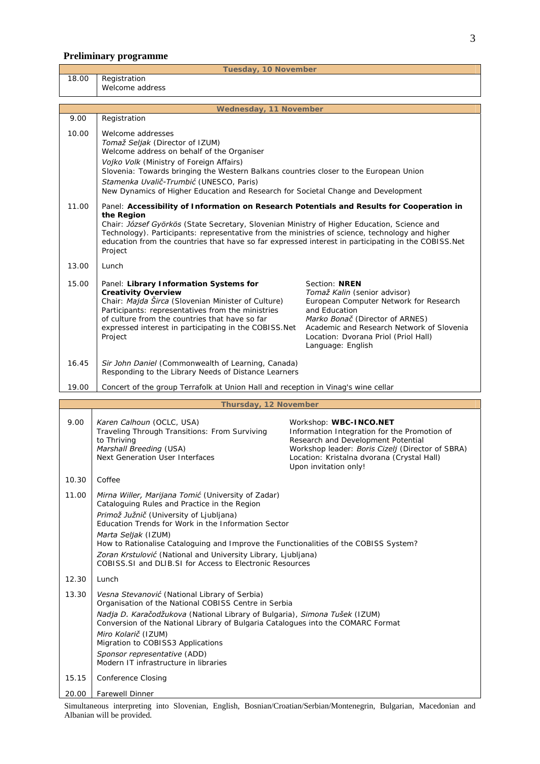## Preliminary programme

| | |
|---|---|
| **Tuesday, 10 November** | |
| 18.00 | Registration<br>Welcome address |

| | |
|---|---|
| **Wednesday, 11 November** | |
| 9.00 | Registration |
| 10.00 | Welcome addresses<br>*Tomaž Seljak* (Director of IZUM)<br>Welcome address on behalf of the Organiser<br>*Vojko Volk* (Ministry of Foreign Affairs)<br>Slovenia: Towards bringing the Western Balkans countries closer to the European Union<br>*Stamenka Uvalič-Trumbić* (UNESCO, Paris)<br>New Dynamics of Higher Education and Research for Societal Change and Development |
| 11.00 | Panel: **Accessibility of Information on Research Potentials and Results for Cooperation in the Region**<br>Chair: *József Györkös* (State Secretary, Slovenian Ministry of Higher Education, Science and Technology). Participants: representative from the ministries of science, technology and higher education from the countries that have so far expressed interest in participating in the COBISS.Net Project |
| 13.00 | Lunch |
| 15.00 | Panel: **Library Information Systems for Creativity Overview**<br>Chair: *Majda Širca* (Slovenian Minister of Culture)<br>Participants: representatives from the ministries of culture from the countries that have so far expressed interest in participating in the COBISS.Net Project<br><br>Section: **NREN**<br>*Tomaž Kalin* (senior advisor)<br>European Computer Network for Research and Education<br>*Marko Bonač* (Director of ARNES)<br>Academic and Research Network of Slovenia<br>Location: Dvorana Priol (Priol Hall)<br>Language: English |
| 16.45 | *Sir John Daniel* (Commonwealth of Learning, Canada)<br>Responding to the Library Needs of Distance Learners |
| 19.00 | Concert of the group Terrafolk at Union Hall and reception in Vinag's wine cellar |

| | |
|---|---|
| **Thursday, 12 November** | |
| 9.00 | *Karen Calhoun* (OCLC, USA)<br>Traveling Through Transitions: From Surviving to Thriving<br>*Marshall Breeding* (USA)<br>Next Generation User Interfaces<br><br>Workshop: **WBC-INCO.NET**<br>Information Integration for the Promotion of Research and Development Potential<br>Workshop leader: *Boris Cizelj* (Director of SBRA)<br>Location: Kristalna dvorana (Crystal Hall)<br>Upon invitation only! |
| 10.30 | Coffee |
| 11.00 | *Mirna Willer, Marijana Tomić* (University of Zadar)<br>Cataloguing Rules and Practice in the Region<br>*Primož Južnič* (University of Ljubljana)<br>Education Trends for Work in the Information Sector<br>*Marta Seljak* (IZUM)<br>How to Rationalise Cataloguing and Improve the Functionalities of the COBISS System?<br>*Zoran Krstulović* (National and University Library, Ljubljana)<br>COBISS.SI and DLIB.SI for Access to Electronic Resources |
| 12.30 | Lunch |
| 13.30 | *Vesna Stevanović* (National Library of Serbia)<br>Organisation of the National COBISS Centre in Serbia<br>*Nadja D. Karačodžukova* (National Library of Bulgaria), *Simona Tušek* (IZUM)<br>Conversion of the National Library of Bulgaria Catalogues into the COMARC Format<br>*Miro Kolarič* (IZUM)<br>Migration to COBISS3 Applications<br>*Sponsor representative* (ADD)<br>Modern IT infrastructure in libraries |
| 15.15 | Conference Closing |
| 20.00 | Farewell Dinner |

Simultaneous interpreting into Slovenian, English, Bosnian/Croatian/Serbian/Montenegrin, Bulgarian, Macedonian and Albanian will be provided.